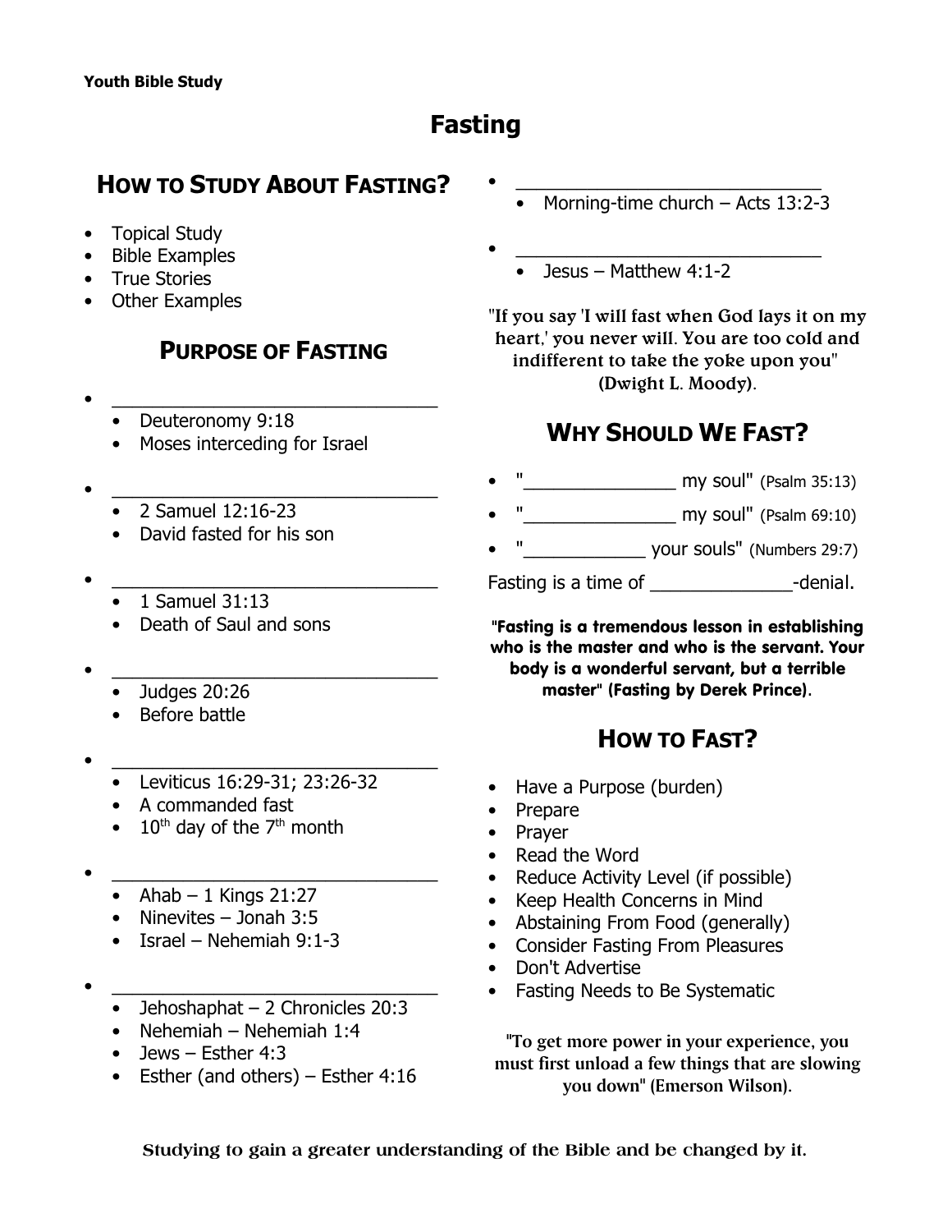Youth Bible Study

# Fasting

## How to Study About Fasting?

- Topical Study
- Bible Examples
- True Stories
- Other Examples

## Purpose of Fasting

- ______________________________
  - Deuteronomy 9:18
  - Moses interceding for Israel
- ______________________________
  - 2 Samuel 12:16-23
  - David fasted for his son
- ______________________________
  - 1 Samuel 31:13
  - Death of Saul and sons
- ______________________________
  - Judges 20:26
  - Before battle
- ______________________________
  - Leviticus 16:29-31; 23:26-32
  - A commanded fast
  - 10th day of the 7th month
- ______________________________
  - Ahab – 1 Kings 21:27
  - Ninevites – Jonah 3:5
  - Israel – Nehemiah 9:1-3
- ______________________________
  - Jehoshaphat – 2 Chronicles 20:3
  - Nehemiah – Nehemiah 1:4
  - Jews – Esther 4:3
  - Esther (and others) – Esther 4:16
- ______________________________
  - Morning-time church – Acts 13:2-3
- ______________________________
  - Jesus – Matthew 4:1-2

"If you say 'I will fast when God lays it on my heart,' you never will. You are too cold and indifferent to take the yoke upon you" (Dwight L. Moody).

## Why Should We Fast?

- "_______________ my soul" (Psalm 35:13)
- "_______________ my soul" (Psalm 69:10)
- "____________ your souls" (Numbers 29:7)

Fasting is a time of ______________-denial.

**"Fasting is a tremendous lesson in establishing who is the master and who is the servant. Your body is a wonderful servant, but a terrible master" (Fasting by Derek Prince).**

## How to Fast?

- Have a Purpose (burden)
- Prepare
- Prayer
- Read the Word
- Reduce Activity Level (if possible)
- Keep Health Concerns in Mind
- Abstaining From Food (generally)
- Consider Fasting From Pleasures
- Don't Advertise
- Fasting Needs to Be Systematic

"To get more power in your experience, you must first unload a few things that are slowing you down" (Emerson Wilson).

Studying to gain a greater understanding of the Bible and be changed by it.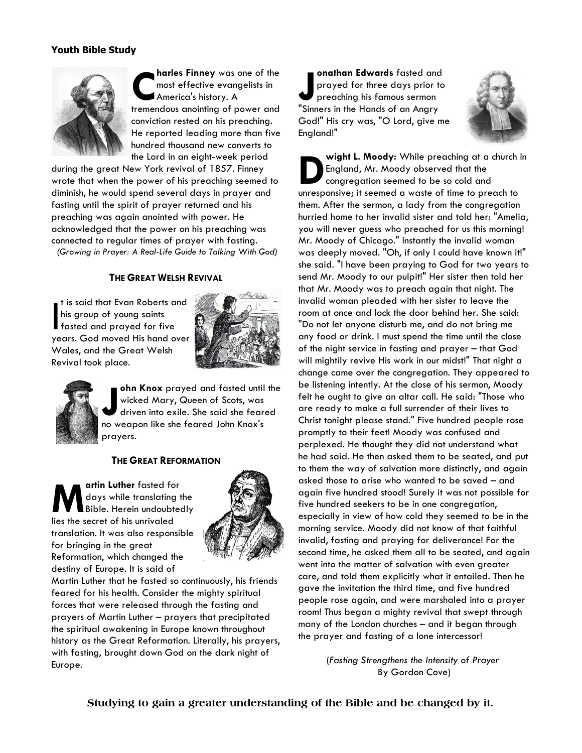**Youth Bible Study**

**Charles Finney** was one of the most effective evangelists in America's history. A tremendous anointing of power and conviction rested on his preaching. He reported leading more than five hundred thousand new converts to the Lord in an eight-week period during the great New York revival of 1857. Finney wrote that when the power of his preaching seemed to diminish, he would spend several days in prayer and fasting until the spirit of prayer returned and his preaching was again anointed with power. He acknowledged that the power on his preaching was connected to regular times of prayer with fasting.
*(Growing in Prayer: A Real-Life Guide to Talking With God)*

### The Great Welsh Revival

It is said that Evan Roberts and his group of young saints fasted and prayed for five years. God moved His hand over Wales, and the Great Welsh Revival took place.

**John Knox** prayed and fasted until the wicked Mary, Queen of Scots, was driven into exile. She said she feared no weapon like she feared John Knox's prayers.

### The Great Reformation

**Martin Luther** fasted for days while translating the Bible. Herein undoubtedly lies the secret of his unrivaled translation. It was also responsible for bringing in the great Reformation, which changed the destiny of Europe. It is said of Martin Luther that he fasted so continuously, his friends feared for his health. Consider the mighty spiritual forces that were released through the fasting and prayers of Martin Luther – prayers that precipitated the spiritual awakening in Europe known throughout history as the Great Reformation. Literally, his prayers, with fasting, brought down God on the dark night of Europe.

**Jonathan Edwards** fasted and prayed for three days prior to preaching his famous sermon "Sinners in the Hands of an Angry God!" His cry was, "O Lord, give me England!"

**Dwight L. Moody:** While preaching at a church in England, Mr. Moody observed that the congregation seemed to be so cold and unresponsive; it seemed a waste of time to preach to them. After the sermon, a lady from the congregation hurried home to her invalid sister and told her: "Amelia, you will never guess who preached for us this morning! Mr. Moody of Chicago." Instantly the invalid woman was deeply moved. "Oh, if only I could have known it!" she said. "I have been praying to God for two years to send Mr. Moody to our pulpit!" Her sister then told her that Mr. Moody was to preach again that night. The invalid woman pleaded with her sister to leave the room at once and lock the door behind her. She said: "Do not let anyone disturb me, and do not bring me any food or drink. I must spend the time until the close of the night service in fasting and prayer – that God will mightily revive His work in our midst!" That night a change came over the congregation. They appeared to be listening intently. At the close of his sermon, Moody felt he ought to give an altar call. He said: "Those who are ready to make a full surrender of their lives to Christ tonight please stand." Five hundred people rose promptly to their feet! Moody was confused and perplexed. He thought they did not understand what he had said. He then asked them to be seated, and put to them the way of salvation more distinctly, and again asked those to arise who wanted to be saved – and again five hundred stood! Surely it was not possible for five hundred seekers to be in one congregation, especially in view of how cold they seemed to be in the morning service. Moody did not know of that faithful invalid, fasting and praying for deliverance! For the second time, he asked them all to be seated, and again went into the matter of salvation with even greater care, and told them explicitly what it entailed. Then he gave the invitation the third time, and five hundred people rose again, and were marshaled into a prayer room! Thus began a mighty revival that swept through many of the London churches – and it began through the prayer and fasting of a lone intercessor!

(*Fasting Strengthens the Intensity of Prayer* By Gordon Cove)

**Studying to gain a greater understanding of the Bible and be changed by it.**